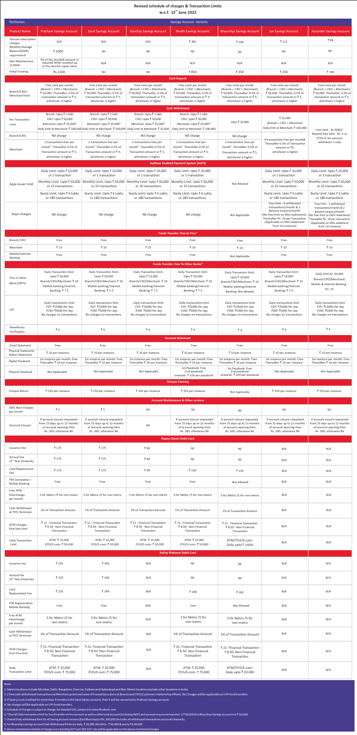# Revised schedule of charges & Transaction Limits

**w.e.f. 15th June 2022**

| Particulars | Savings Account Variants | | | | | | |
|---|---|---|---|---|---|---|---|
| Product Name | Pratham Savings Account | Saral Savings Account | Sanchay Savings Account | Shubh Savings Account | Bhavishya Savings Account | Jan Savings Account | Aarambh Savings Account |
| Annual subscription charges | N/A | N/A | N/A | ₹ 381 | ₹ 296 | ₹ 211 | ₹ 84 |
| Monthly Average Balance(MAB) requirement | ₹ 1000 | Nil | Nil | Nil | Nil | Nil | Nil |
| Non-Maintenance of MAB | 5% of the shortfall amount in required MAB rounded-up to the nearest rupee value | N/A | N/A | N/A | N/A | N/A | N/A |
| Initial Funding | Rs.1300 | Nil | Nil | ₹ 450 | ₹ 350 | ₹ 250 | ₹ 100 |
| **Cash Deposit** | | | | | | | |
| Branch/CRO/ Merchant Point | Free Limit per month (Branch + CRO + Merchant): ₹ 50,000. Thereafter, 0.5% of transaction amount or ₹ 5, whichever is higher | Free Limit per month (Branch + CRO + Merchant): ₹ 50,000. Thereafter, 0.5% of transaction amount or ₹ 5, whichever is higher | Free Limit per month (Branch + CRO + Merchant): ₹ 50,000. Thereafter, 0.5% of transaction amount or ₹ 5, whichever is higher | Free Limit per month (Branch + CRO + Merchant): ₹ 50,000. Thereafter, 0.5% of transaction amount or ₹ 5, whichever is higher | Free Limit per month (Branch + CRO + Merchant): ₹ 50,000. Thereafter, 0.5% of transaction amount or ₹ 5, whichever is higher | Free Limit per month (Branch + CRO + Merchant): ₹ 50,000. Thereafter, 0.5% of transaction amount or ₹ 5, whichever is higher | Free Limit per month (Branch + CRO + Merchant): ₹ 50,000. Thereafter, 0.5% of transaction amount or ₹ 5, whichever is higher |
| **Cash Withdrawal** | | | | | | | |
| Per Transaction Limit | Branch: Upto ₹ 1 lakh CRO: Upto ₹ 50,000 Merchant: Upto ₹ 25,000* Daily limit at Merchant: ₹ 100,000 | Branch: Upto ₹ 1 lakh CRO: Upto ₹ 50,000 Merchant: Upto ₹ 25,000* Daily limit at Merchant: ₹ 100,000 | Branch: Upto ₹ 1 lakh CRO: Upto ₹ 50,000 Merchant: Upto ₹ 25,000* Daily limit at Merchant: ₹ 25,000 | Branch: Upto ₹ 1 lakh CRO: Upto ₹ 50,000 Merchant: Upto ₹ 25,000* Daily limit at Merchant: ₹ 100,000 | Upto ₹ 10,000 | ₹ 25,000 (Branch + CRO + Merchant) Daily limit at Merchant: ₹ 100,000 | Free limit - Rs 5000/- Beyond free limit - Rs. 5 or 0.5% of txn amount whichever is max |
| Branch/CRO | Nil charge | Nil charge | Nil charge | Nil charge | Nil charge | 4 transactions free per month#. Thereafter 0.5% of Transaction amount or ₹5, whichever is higher | |
| Merchant | 2 transactions free per month#. Thereafter 0.5% of Transaction amount or ₹ 5, whichever is higher | 2 transactions free per month#. Thereafter 0.5% of Transaction amount or ₹ 5, whichever is higher | 2 transactions free per month#. Thereafter 0.5% of Transaction amount or ₹ 5, whichever is higher | 2 transactions free per month#. Thereafter 0.5% of Transaction amount or ₹ 5, whichever is higher | 2 transactions free per month#. Thereafter 0.5% of Transaction amount or ₹ 5, whichever is higher | | |
| **Aadhaar Enabled Payment System (AePS)** | | | | | | | |
| Aeps issuer limit | Daily Limit: Upto ₹ 10,000 or 1 transaction; Monthly Limit: Upto ₹ 50,000 or 15 transactions; Yearly Limit: Upto ₹ 6 Lakhs or 180 transactions | Daily Limit: Upto ₹ 10,000 or 1 transaction; Monthly Limit: Upto ₹ 50,000 or 15 transactions; Yearly Limit: Upto ₹ 6 Lakhs or 180 transactions | Daily Limit: Upto ₹ 10,000 or 1 transaction; Monthly Limit: Upto ₹ 50,000 or 15 transactions; Yearly Limit: Upto ₹ 6 Lakhs or 180 transactions | Daily Limit: Upto ₹ 10,000 or 1 transaction; Monthly Limit: Upto ₹ 50,000 or 15 transactions; Yearly Limit: Upto ₹ 6 Lakhs or 180 transactions | Not Allowed | Daily Limit: Upto ₹ 10,000 or 1 transaction; Monthly Limit: Upto ₹ 50,000 or 15 transactions; Yearly Limit: Upto ₹ 6 Lakhs or 180 transactions | Daily Limit: Upto ₹ 10,000 or 1 transaction; Monthly Limit: Upto ₹ 50,000 or 15 transactions; Yearly Limit: Upto ₹ 6 Lakhs or 180 transactions |
| Aeps charges | Nil charge | Nil charge | Nil charge | Nil charge | Not Applicable | Free limit - 4 withdrawal transactions/month & 2 Balance enquiry/month (No free limit on Mini statement); Thereafter Rs. 10 per transaction (Applicable on Mini statement from 1st instance) | Free limit - 2 withdrawal transactions/month & 2 Balance enquiry/month (No free limit on Mini statement); Thereafter Rs. 10 per transaction (Applicable on Mini statement from 1st instance) |
| **Funds Transfer: Fino to Fino#** | | | | | | | |
| Branch/CRO | Free | Free | Free | Free | Free | Free | Free |
| Merchant | ₹ 10 | ₹ 10 | ₹ 10 | ₹ 10 | ₹ 10 | ₹ 10 | ₹ 10 |
| Mobile/Internet Banking | Free | Free | Free | Free | Not Applicable | Free | Free |
| **Funds Transfer: Fino To Other Banks#** | | | | | | | |
| Fino to other Bank (IMPS) | Daily Transaction limit: Upto ₹ 50,000 Branch/CRO/Merchant: ₹ 10 Mobile banking/Internet Banking: ₹ 7.5 | Daily Transaction limit: Upto ₹ 50,000 Branch/CRO/Merchant: ₹ 10 Mobile banking/Internet Banking: ₹ 7.5 | Daily Transaction limit: Upto ₹ 25,000 Branch/CRO/Merchant: ₹ 10 Mobile banking/Internet Banking: ₹ 7.5 | Daily Transaction limit: Upto ₹ 50,000 Branch/CRO/Merchant: ₹ 10 Mobile banking/Internet Banking: ₹ 7.5 | Daily Transaction limit: Upto ₹ 10,000 Branch/CRO/Merchant: ₹ 10 Mobile banking/Internet Banking: Not allowed | Daily Transaction limit: Upto ₹ 50,000 Branch/CRO/Merchant: ₹ 10 Mobile banking/Internet Banking: ₹ 7.5 | Daily limit Rs. 50,000 Branch/CRO/Merchant/ Mobile & Internet Banking : Rs. 10 |
| UPI | Daily transactions limit P2P: ₹15000 Per day P2M: ₹5000 Per day No charges on transactions | Daily transactions limit P2P: ₹15000 Per day P2M: ₹5000 Per day No charges on transactions | Daily transactions limit P2P: ₹15000 Per day P2M: ₹5000 Per day No charges on transactions | Daily transactions limit P2P: ₹15000 Per day P2M: ₹5000 Per day No charges on transactions | Daily transactions limit P2P: ₹15000 Per day P2M: ₹5000 Per day No charges on transactions | Daily transactions limit P2P: ₹15000 Per day P2M: ₹5000 Per day No charges on transactions | Daily transactions limit P2P: ₹15000 Per day P2M: ₹5000 Per day No charges on transactions |
| Beneficiary Verification | ₹ 4 | ₹ 4 | ₹ 4 | ₹ 4 | ₹ 4 | ₹ 4 | ₹ 4 |
| **Account Statement** | | | | | | | |
| Email Statement | Free | Free | Free | Free | Free | Free | Free |
| Physical Statement: Adhoc Statement | ₹ 10 per instance | ₹ 10 per instance | ₹ 10 per instance | ₹ 10 per instance | ₹ 10 per instance | ₹ 10 per instance | ₹ 10 per instance |
| Digital Passbook | 1st instance per month: Free Thereafter ₹ 10 per instance | 1st instance per month: Free Thereafter ₹ 10 per instance | 1st instance per month: Free Thereafter ₹ 10 per instance | 1st instance per month: Free Thereafter ₹ 10 per instance | 1st instance per month: Free Thereafter ₹ 10 per instance | 1st instance per month: Free Thereafter ₹ 10 per instance | 1st instance per month: Free Thereafter ₹ 10 per instance |
| Physical Passbook | Not Applicable | Not Applicable | Not Applicable | 1st Passbook: Free 2nd passbook onwards: ₹ 100 per passbook | 1st Passbook: Free 2nd passbook onwards: ₹ 100 per passbook | Not Applicable | Not Applicable |
| **Cheque Clearing** | | | | | | | |
| Cheque Return | ₹ 250 per instance | ₹ 250 per instance | ₹ 250 per instance | ₹ 250 per instance | Not Applicable | ₹ 250 per instance | ₹ 250 per instance |
| **Account Maintenance & Other services** | | | | | | | |
| SMS Alert Charges per month | ₹ 5 | ₹ 5 | Nil | Nil | Nil | Nil | Nil |
| Account Closure | If account closure requested from 15 days up to 12 months of account opening then Rs. 200; otherwise Nil | If account closure requested from 15 days up to 12 months of account opening then Rs. 200; otherwise Nil | Nil | If account closure requested from 15 days up to 12 months of account opening then Rs. 200; otherwise Nil | If account closure requested from 15 days up to 12 months of account opening then Rs. 200; otherwise Nil | If account closure requested from 15 days up to 12 months of account opening then Rs. 200; otherwise Nil | If account closure requested from 15 days up to 12 months of account opening then Rs. 200; otherwise Nil |
| **Rupay Classic Debit Card** | | | | | | | |
| Issuance Fee | ₹ 175 | ₹ 175 | ₹ 99 | Nil | Nil | N/A | N/A |
| Annual Fee (2nd Year Onwards) | ₹ 175 | ₹ 175 | ₹ 99 | Nil | Nil | N/A | N/A |
| Card Replacement Fee | ₹ 175 | ₹ 175 | ₹ 99 | ₹ 150 | ₹ 150 | N/A | N/A |
| PIN Generation – Mobile Banking | Free | Free | Free | Free | Not Allowed | N/A | N/A |
| Free ATM Interchange per month | 3 for Metro /5 for non-metro | 3 for Metro /5 for non-metro | 3 for Metro /5 for non-metro | 3 for Metro /5 for non-metro | 3 for Metro /5 for non-metro | N/A | N/A |
| Cash Withdrawal at POS Terminals | 1% of Transaction Amount | 1% of Transaction Amount | 1% of Transaction Amount | 1% of Transaction Amount | 1% of Transaction Amount | N/A | N/A |
| ATM Charges Post free limit | ₹ 21 : Financial Transaction ₹ 8.50 : Non-Financial Transaction | ₹ 21 : Financial Transaction ₹ 8.50 : Non-Financial Transaction | ₹ 21 : Financial Transaction ₹ 8.50 : Non-Financial Transaction | ₹ 21 : Financial Transaction ₹ 8.50 : Non-Financial Transaction | ₹ 21 : Financial Transaction ₹ 8.50 : Non-Financial Transaction | N/A | N/A |
| Daily Transaction Limit | ATM: ₹ 15,000 POS/E-com: ₹ 50,000 | ATM: ₹ 15,000 POS/E-com: ₹ 50,000 | ATM: ₹ 15,000 POS/E-com: ₹ 50,000 | ATM: ₹ 15,000 POS/E-com: ₹ 50,000 | ATM/POS/E-com: Daily upto ₹ 15000 | N/A | N/A |
| **RuPay Platinum Debit Card** | | | | | | | |
| Issuance Fee | ₹ 225 | ₹ 199 | N/A | Nil | Nil | N/A | N/A |
| Annual Fee (2nd Year Onwards) | ₹ 225 | ₹ 199 | N/A | Nil | Nil | N/A | N/A |
| Card Replacement Fee | ₹ 225 | ₹ 199 | N/A | ₹ 200 | ₹ 200 | N/A | N/A |
| PIN Regeneration - Mobile Banking | Free | Free | N/A | Free | Not Allowed | N/A | N/A |
| Free ATM Interchange per month | 3 for Metro /5 for non-metro | 3 for Metro /5 for non-metro | N/A | 3 for Metro /5 for non-metro | 3 for Metro /5 for non-metro | N/A | N/A |
| Cash Withdrawal at POS Terminals | 1% of Transaction Amount | 1% of Transaction Amount | N/A | 1% of Transaction Amount | 1% of Transaction Amount | N/A | N/A |
| ATM Charges Post free limit | ₹ 21: Financial Transaction ₹ 8.50: Non-Financial Transaction | ₹ 21: Financial Transaction ₹ 8.50: Non-Financial Transaction | N/A | ₹ 21: Financial Transaction ₹ 8.50: Non-Financial Transaction | ₹ 21: Financial Transaction ₹ 8.50: Non-Financial Transaction | N/A | N/A |
| Daily Transaction Limit | ATM: ₹ 25,000 POS/E-com: ₹ 75,000 | ATM: ₹ 25,000 POS/E-com: ₹ 75,000 | N/A | ATM: ₹ 25,000 POS/E-com: ₹ 75,000 | ATM/POS/E-com: Daily upto ₹ 20,000 | N/A | N/A |

Note:

1. Metro locations include Mumbai, Delhi, Bangalore, Chennai, Kolkata and Hyderabad and Non-Metro locations include other locations in India.
2. 2 free cash withdrawal transactions at Merchant points inclusive of transactions done at Branch and CRO (Customer relationship officer). No Charges will be applicable on UPI fund transfers.
3. If Salary is not credited for more than 3 months in the Saral Salary account, then it will be converted to Pratham Savings account.
4. No charges will be applicable on UPI fund transfers.
5. Schedule of Charges is subject to change, for detailed SOC, please visit www.finobank.com
6. *Overall Daily transaction limit for fund transfer to Fino account as well as other bank account (including IMPS and account to account transfer) is ₹ 50,000 (for Bhavishya Savings account it is ₹ 10,000)
7. Overall Daily withdrawal limit for all Saving account variants (Excl Bhavishya) is Rs. 200,000 (Includes all withdrawal transactions across all channels)
8. For Bhavishya savings account Cash Withdrawal limits are daily -₹ 20,000, Monthly – ₹ 50,000 & yearly ₹ 6,00,000
9. Above mentioned schedule of charges are excluding GST and 18% GST rate will be applicable on the above mentioned charges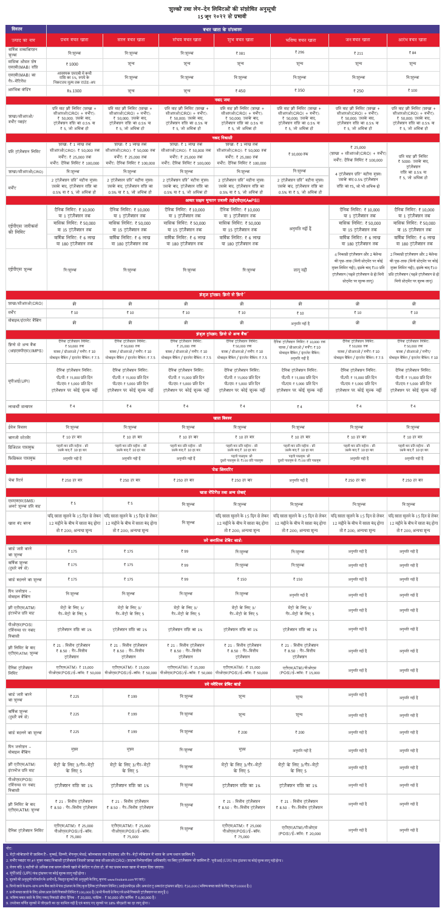# शुल्कों तथा लेन-देन लिमिटों की संशोधित अनुसूची
## 15 जून 2022 से प्रभावी

| विवरण | बचत खाता के संस्करण | | | | | | |
|---|---|---|---|---|---|---|---|
| उत्पाद का नाम | प्रथम बचत खाता | सरल बचत खाता | संचय बचत खाता | शुभ बचत खाता | भविष्य बचत खाता | जन बचत खाता | आरंभ बचत खाता |
| वार्षिक रखरखाव शुल्क | निःशुल्क | निःशुल्क | निःशुल्क | ₹ 381 | ₹ 296 | ₹ 211 | ₹ 84 |
| मासिक औसत शेष एमएबी(MAB) राशि | ₹ 1000 | शून्य | शून्य | शून्य | शून्य | शून्य | शून्य |
| एमएबी(MAB) का गैर-मेंटेनेंस | आवश्यक एमएबी में कमी राशि का 5%, रुपये के निकटतम मूल्य तक राउंड-अप | निःशुल्क | निःशुल्क | निःशुल्क | निःशुल्क | निःशुल्क | निःशुल्क |
| आरंभिक फंडिंग | Rs.1300 | शून्य | शून्य | ₹ 450 | ₹ 350 | ₹ 250 | ₹ 100 |
| **नकद जमा** | | | | | | | |
| शाखा/सीआरओ/ मर्चेंट प्वाइंट | प्रति माह फ्री लिमिट (शाखा + सीआरओ(CRO) + मर्चेंट): ₹ 50,000. उसके बाद, ट्रांजैक्शन राशि का 0.5% या ₹ 5, जो अधिक हो | प्रति माह फ्री लिमिट (शाखा + सीआरओ(CRO) + मर्चेंट): ₹ 50,000. उसके बाद, ट्रांजैक्शन राशि का 0.5% या ₹ 5, जो अधिक हो | प्रति माह फ्री लिमिट (शाखा + सीआरओ(CRO) + मर्चेंट): ₹ 50,000. उसके बाद, ट्रांजैक्शन राशि का 0.5% या ₹ 5, जो अधिक हो | प्रति माह फ्री लिमिट (शाखा + सीआरओ(CRO) + मर्चेंट): ₹ 50,000. उसके बाद, ट्रांजैक्शन राशि का 0.5% या ₹ 5, जो अधिक हो | प्रति माह फ्री लिमिट (शाखा + सीआरओ(CRO) + मर्चेंट): ₹ 50,000. उसके बाद, ट्रांजैक्शन राशि का 0.5% या ₹ 5, जो अधिक हो | प्रति माह फ्री लिमिट (शाखा + सीआरओ(CRO) + मर्चेंट): ₹ 50,000. उसके बाद, ट्रांजैक्शन राशि का 0.5% या ₹ 5, जो अधिक हो | प्रति माह फ्री लिमिट (शाखा + सीआरओ(CRO) + मर्चेंट): ₹ 50,000. उसके बाद, ट्रांजैक्शन राशि का 0.5% या ₹ 5, जो अधिक हो |
| **नकद निकासी** | | | | | | | |
| प्रति ट्रांजैक्शन लिमिट | शाखा: ₹ 1 लाख तक सीआरओ(CRO): ₹ 50,000 तक मर्चेंट: ₹ 25,000 तक मर्चेंट: दैनिक लिमिट ₹ 100,000 | शाखा: ₹ 1 लाख तक सीआरओ(CRO): ₹ 50,000 तक मर्चेंट: ₹ 25,000 तक मर्चेंट: दैनिक लिमिट ₹ 100,000 | शाखा: ₹ 1 लाख तक सीआरओ(CRO): ₹ 50,000 तक मर्चेंट: ₹ 25,000 तक मर्चेंट: दैनिक लिमिट ₹ 100,000 | शाखा: ₹ 1 लाख तक सीआरओ(CRO): ₹ 50,000 तक मर्चेंट: ₹ 25,000 तक मर्चेंट: दैनिक लिमिट ₹ 100,000 | ₹ 10,000 तक | ₹ 25,000 (शाखा + सीआरओ(CRO) + मर्चेंट) मर्चेंट: दैनिक लिमिट ₹ 100,000 | प्रति माह फ्री लिमिट ₹ 5000. उसके बाद, ट्रांजैक्शन राशि का 0.5% या ₹ 5, जो अधिक हो |
| शाखा/सीआरओ(CRO) | निःशुल्क | निःशुल्क | निःशुल्क | निःशुल्क | निःशुल्क | 4 ट्रांजैक्शन प्रति' महीना मुफ्त; उसके बाद 0.5% ट्रांजैक्शन राशि का ₹5, जो भी अधिक हो | |
| मर्चेंट | 2 ट्रांजैक्शन प्रति' महीना मुफ्त; उसके बाद, ट्रांजैक्शन राशि का 0.5% या ₹ 5, जो अधिक हो | 2 ट्रांजैक्शन प्रति' महीना मुफ्त; उसके बाद, ट्रांजैक्शन राशि का 0.5% या ₹ 5, जो अधिक हो | 2 ट्रांजैक्शन प्रति' महीना मुफ्त; उसके बाद, ट्रांजैक्शन राशि का 0.5% या ₹ 5, जो अधिक हो | 2 ट्रांजैक्शन प्रति' महीना मुफ्त; उसके बाद, ट्रांजैक्शन राशि का 0.5% या ₹ 5, जो अधिक हो | 2 ट्रांजैक्शन प्रति' महीना मुफ्त; उसके बाद, ट्रांजैक्शन राशि का 0.5% या ₹ 5, जो अधिक हो | | |
| **आधार सक्षम भुगतान प्रणाली (एईपीएस(AePS))** | | | | | | | |
| एईपीएस जारीकर्ता की लिमिट | दैनिक लिमिट: ₹ 10,000 या 1 ट्रांजैक्शन तक मासिक लिमिट: ₹ 50,000 या 15 ट्रांजैक्शन तक वार्षिक लिमिट: ₹ 6 लाख या 180 ट्रांजैक्शन तक | दैनिक लिमिट: ₹ 10,000 या 1 ट्रांजैक्शन तक मासिक लिमिट: ₹ 50,000 या 15 ट्रांजैक्शन तक वार्षिक लिमिट: ₹ 6 लाख या 180 ट्रांजैक्शन तक | दैनिक लिमिट: ₹ 10,000 या 1 ट्रांजैक्शन तक मासिक लिमिट: ₹ 50,000 या 15 ट्रांजैक्शन तक वार्षिक लिमिट: ₹ 6 लाख या 180 ट्रांजैक्शन तक | दैनिक लिमिट: ₹ 10,000 या 1 ट्रांजैक्शन तक मासिक लिमिट: ₹ 50,000 या 15 ट्रांजैक्शन तक वार्षिक लिमिट: ₹ 6 लाख या 180 ट्रांजैक्शन तक | अनुमति नहीं है | दैनिक लिमिट: ₹ 10,000 या 1 ट्रांजैक्शन तक मासिक लिमिट: ₹ 50,000 या 15 ट्रांजैक्शन तक वार्षिक लिमिट: ₹ 6 लाख या 180 ट्रांजैक्शन तक | दैनिक लिमिट: ₹ 10,000 या 1 ट्रांजैक्शन तक मासिक लिमिट: ₹ 50,000 या 15 ट्रांजैक्शन तक वार्षिक लिमिट: ₹ 6 लाख या 180 ट्रांजैक्शन तक |
| एईपीएस शुल्क | निःशुल्क | निःशुल्क | निःशुल्क | निःशुल्क | लागू नहीं | 4 निकासी ट्रांजैक्शन और 2 बैलेंस की पूछ-ताछ (मिनी स्टेटमेंट पर कोई मुफ्त लिमिट नहीं), इसके बाद ₹10 प्रति ट्रांजैक्शन (पहले ट्रांजैक्शन से ही मिनी स्टेटमेंट पर शुल्क लागू) | 2 निकासी ट्रांजैक्शन और 2 बैलेंस की पूछ-ताछ (मिनी स्टेटमेंट पर कोई मुफ्त लिमिट नहीं), इसके बाद ₹10 प्रति ट्रांजैक्शन (पहले ट्रांजैक्शन से ही मिनी स्टेटमेंट पर शुल्क लागू) |
| **फ़ंड्स ट्रांसफ़र: फ़िनो से फ़िनो** | | | | | | | |
| शाखा/सीआरओ(CRO) | फ्री | फ्री | फ्री | फ्री | फ्री | फ्री | फ्री |
| मर्चेंट | ₹ 10 | ₹ 10 | ₹ 10 | ₹ 10 | ₹ 10 | ₹ 10 | ₹ 10 |
| मोबाइल/इंटरनेट बैंकिंग | फ्री | फ्री | फ्री | फ्री | अनुमति नहीं है | फ्री | फ्री |
| **फ़ंड्स ट्रांसफ़र: फ़िनो से अन्य बैंक** | | | | | | | |
| फ़िनो से अन्य बैंक (आईएमपीएस(IMPS)) | दैनिक ट्रांजैक्शन लिमिट: ₹ 50,000 तक शाखा / सीआरओ / मर्चेंट: ₹ 10 मोबाइल बैंकिंग / इंटरनेट बैंकिंग: ₹ 7.5 | दैनिक ट्रांजैक्शन लिमिट: ₹ 50,000 तक शाखा / सीआरओ / मर्चेंट: ₹ 10 मोबाइल बैंकिंग / इंटरनेट बैंकिंग: ₹ 7.5 | दैनिक ट्रांजैक्शन लिमिट: ₹ 25,000 तक शाखा / सीआरओ / मर्चेंट: ₹ 10 मोबाइल बैंकिंग / इंटरनेट बैंकिंग: ₹ 7.5 | दैनिक ट्रांजैक्शन लिमिट: ₹ 50,000 तक शाखा / सीआरओ / मर्चेंट: ₹ 10 मोबाइल बैंकिंग / इंटरनेट बैंकिंग: ₹ 7.5 | दैनिक ट्रांजैक्शन लिमिट: ₹ 10,000 तक शाखा / सीआरओ / मर्चेंट: ₹ 10 मोबाइल बैंकिंग / इंटरनेट बैंकिंग: अनुमति नहीं है | दैनिक ट्रांजैक्शन लिमिट: ₹ 50,000 तक शाखा / सीआरओ / मर्चेंट: ₹ 10 मोबाइल बैंकिंग / इंटरनेट बैंकिंग: ₹ 7.5 | दैनिक ट्रांजैक्शन लिमिट: ₹ 50,000 तक शाखा / सीआरओ / मर्चेंट: ₹ 10 मोबाइल बैंकिंग / इंटरनेट बैंकिंग: ₹ 7.5 |
| यूपीआई(UPI) | दैनिक ट्रांजैक्शन लिमिट: पीटूपी: ₹ 15,000 प्रति दिन पीटूएम: ₹ 5,000 प्रति दिन ट्रांजैक्शन पर कोई शुल्क नहीं | दैनिक ट्रांजैक्शन लिमिट: पीटूपी: ₹ 15,000 प्रति दिन पीटूएम: ₹ 5,000 प्रति दिन ट्रांजैक्शन पर कोई शुल्क नहीं | दैनिक ट्रांजैक्शन लिमिट: पीटूपी: ₹ 15,000 प्रति दिन पीटूएम: ₹ 5,000 प्रति दिन ट्रांजैक्शन पर कोई शुल्क नहीं | दैनिक ट्रांजैक्शन लिमिट: पीटूपी: ₹ 15,000 प्रति दिन पीटूएम: ₹ 5,000 प्रति दिन ट्रांजैक्शन पर कोई शुल्क नहीं | दैनिक ट्रांजैक्शन लिमिट: पीटूपी: ₹ 15,000 प्रति दिन पीटूएम: ₹ 5,000 प्रति दिन ट्रांजैक्शन पर कोई शुल्क नहीं | दैनिक ट्रांजैक्शन लिमिट: पीटूपी: ₹ 15,000 प्रति दिन पीटूएम: ₹ 5,000 प्रति दिन ट्रांजैक्शन पर कोई शुल्क नहीं | दैनिक ट्रांजैक्शन लिमिट: पीटूपी: ₹ 15,000 प्रति दिन पीटूएम: ₹ 5,000 प्रति दिन ट्रांजैक्शन पर कोई शुल्क नहीं |
| नामांकी बदलाव | ₹ 4 | ₹ 4 | ₹ 4 | ₹ 4 | ₹ 4 | ₹ 4 | ₹ 4 |
| **खाता विवरण** | | | | | | | |
| ईमेल विवरण | निःशुल्क | निःशुल्क | निःशुल्क | निःशुल्क | निःशुल्क | निःशुल्क | निःशुल्क |
| शाखा स्टेटमेंट | ₹ 10 हर बार | ₹ 10 हर बार | ₹ 10 हर बार | ₹ 10 हर बार | ₹ 10 हर बार | ₹ 10 हर बार | ₹ 10 हर बार |
| डिजिटल पासबुक | पहली बार प्रति महीना - फ्री उसके बाद ₹ 10 हर बार | पहली बार प्रति महीना - फ्री उसके बाद ₹ 10 हर बार | पहली बार प्रति महीना - फ्री उसके बाद ₹ 10 हर बार | पहली बार प्रति महीना - फ्री उसके बाद ₹ 10 हर बार | पहली बार प्रति महीना - फ्री उसके बाद ₹ 10 हर बार | पहली बार प्रति महीना - फ्री उसके बाद ₹ 10 हर बार | पहली बार प्रति महीना - फ्री उसके बाद ₹ 10 हर बार |
| फिजिकल पासबुक | अनुमति नहीं है | अनुमति नहीं है | अनुमति नहीं है | पहली पासबुक- फ्री दूसरी पासबुक: ₹ 150 प्रति पासबुक | पहली पासबुक- फ्री दूसरी पासबुक: ₹ 150 प्रति पासबुक | अनुमति नहीं है | अनुमति नहीं है |
| **चेक क्लियरिंग** | | | | | | | |
| चेक रिटर्न | ₹ 250 हर बार | ₹ 250 हर बार | ₹ 250 हर बार | ₹ 250 हर बार | अनुमति नहीं है | ₹ 250 हर बार | ₹ 250 हर बार |
| **खाता मेंटेनेंस तथा अन्य सेवाएं** | | | | | | | |
| एसएमएस(SMS) अलर्ट शुल्क प्रति वर्ष | ₹ 5 | ₹ 5 | निःशुल्क | निःशुल्क | निःशुल्क | निःशुल्क | निःशुल्क |
| खाता बंद करना | यदि खाता खुलने के 15 दिन से लेकर 12 महीने के बीच में खाता बंद होगा तो ₹ 200; अन्यथा शून्य | यदि खाता खुलने के 15 दिन से लेकर 12 महीने के बीच में खाता बंद होगा तो ₹ 200; अन्यथा शून्य | निःशुल्क | यदि खाता खुलने के 15 दिन से लेकर 12 महीने के बीच में खाता बंद होगा तो ₹ 200; अन्यथा शून्य | यदि खाता खुलने के 15 दिन से लेकर 12 महीने के बीच में खाता बंद होगा तो ₹ 200; अन्यथा शून्य | यदि खाता खुलने के 15 दिन से लेकर 12 महीने के बीच में खाता बंद होगा तो ₹ 200; अन्यथा शून्य | यदि खाता खुलने के 15 दिन से लेकर 12 महीने के बीच में खाता बंद होगा तो ₹ 200; अन्यथा शून्य |
| **रुपे क्लासिक डेबिट कार्ड:** | | | | | | | |
| कार्ड जारी करने का शुल्क | ₹ 175 | ₹ 175 | ₹ 99 | निःशुल्क | निःशुल्क | अनुमति नहीं है | अनुमति नहीं है |
| वार्षिक शुल्क (दूसरे वर्ष से) | ₹ 175 | ₹ 175 | ₹ 99 | निःशुल्क | निःशुल्क | अनुमति नहीं है | अनुमति नहीं है |
| कार्ड बदलने का शुल्क | ₹ 175 | ₹ 175 | ₹ 99 | ₹ 150 | ₹ 150 | अनुमति नहीं है | अनुमति नहीं है |
| पिन जनरेशन – मोबाइल बैंकिंग | निःशुल्क | निःशुल्क | निःशुल्क | निःशुल्क | अनुमति नहीं है | अनुमति नहीं है | अनुमति नहीं है |
| फ्री एटीएम(ATM) इंटरभेंस प्रति माह | मेट्रो के लिए 3/ गैर-मेट्रो के लिए 5 | मेट्रो के लिए 3/ गैर-मेट्रो के लिए 5 | मेट्रो के लिए 3/ गैर-मेट्रो के लिए 5 | मेट्रो के लिए 3/ गैर-मेट्रो के लिए 5 | मेट्रो के लिए 3/ गैर-मेट्रो के लिए 5 | अनुमति नहीं है | अनुमति नहीं है |
| पीओएस(POS) टर्मिनल्स पर नकद निकासी | ट्रांजैक्शन राशि का 1% | ट्रांजैक्शन राशि का 1% | ट्रांजैक्शन राशि का 1% | ट्रांजैक्शन राशि का 1% | ट्रांजैक्शन राशि का 1% | अनुमति नहीं है | अनुमति नहीं है |
| फ्री लिमिट के बाद एटीएम(ATM) शुल्क | ₹ 21 : वित्तीय ट्रांजैक्शन ₹ 8.50 : गैर-वित्तीय ट्रांजैक्शन | ₹ 21 : वित्तीय ट्रांजैक्शन ₹ 8.50 : गैर-वित्तीय ट्रांजैक्शन | ₹ 21 : वित्तीय ट्रांजैक्शन ₹ 8.50 : गैर-वित्तीय ट्रांजैक्शन | ₹ 21 : वित्तीय ट्रांजैक्शन ₹ 8.50 : गैर-वित्तीय ट्रांजैक्शन | ₹ 21 : वित्तीय ट्रांजैक्शन ₹ 8.50 : गैर-वित्तीय ट्रांजैक्शन | अनुमति नहीं है | अनुमति नहीं है |
| दैनिक ट्रांजैक्शन लिमिट | एटीएम(ATM): ₹ 15,000 पीओएस(POS)/ई-कॉम: ₹ 50,000 | एटीएम(ATM): ₹ 15,000 पीओएस(POS)/ई-कॉम: ₹ 50,000 | एटीएम(ATM): ₹ 15,000 पीओएस(POS)/ई-कॉम: ₹ 50,000 | एटीएम(ATM): ₹ 15,000 पीओएस(POS)/ई-कॉम: ₹ 50,000 | एटीएम(ATM)/पीओएस (POS)/ई-कॉम: ₹ 15,000 | अनुमति नहीं है | अनुमति नहीं है |
| **रुपे प्लेटिनम डेबिट कार्ड** | | | | | | | |
| कार्ड जारी करने का शुल्क | ₹ 225 | ₹ 199 | निःशुल्क | शून्य | शून्य | अनुमति नहीं है | अनुमति नहीं है |
| वार्षिक शुल्क (दूसरे वर्ष से) | ₹ 225 | ₹ 199 | निःशुल्क | शून्य | शून्य | अनुमति नहीं है | अनुमति नहीं है |
| कार्ड बदलने का शुल्क | ₹ 225 | ₹ 199 | निःशुल्क | ₹ 200 | ₹ 200 | अनुमति नहीं है | अनुमति नहीं है |
| पिन जनरेशन – मोबाइल बैंकिंग | मुफ्त | मुफ्त | निःशुल्क | मुफ्त | अनुमति नहीं है | अनुमति नहीं है | अनुमति नहीं है |
| फ्री एटीएम(ATM) इंटरभेंस प्रति माह | मेट्रो के लिए 3/गैर-मेट्रो के लिए 5 | मेट्रो के लिए 3/गैर-मेट्रो के लिए 5 | निःशुल्क | मेट्रो के लिए 3/गैर-मेट्रो के लिए 5 | मेट्रो के लिए 3/गैर-मेट्रो के लिए 5 | अनुमति नहीं है | अनुमति नहीं है |
| पीओएस(POS) टर्मिनल्स पर नकद निकासी | ट्रांजैक्शन राशि का 1% | ट्रांजैक्शन राशि का 1% | निःशुल्क | ट्रांजैक्शन राशि का 1% | ट्रांजैक्शन राशि का 1% | अनुमति नहीं है | अनुमति नहीं है |
| फ्री लिमिट के बाद एटीएम(ATM) शुल्क | ₹ 21 : वित्तीय ट्रांजैक्शन ₹ 8.50 : गैर-वित्तीय ट्रांजैक्शन | ₹ 21 : वित्तीय ट्रांजैक्शन ₹ 8.50 : गैर-वित्तीय ट्रांजैक्शन | निःशुल्क | ₹ 21 : वित्तीय ट्रांजैक्शन ₹ 8.50 : गैर-वित्तीय ट्रांजैक्शन | ₹ 21 : वित्तीय ट्रांजैक्शन ₹ 8.50 : गैर-वित्तीय ट्रांजैक्शन | अनुमति नहीं है | अनुमति नहीं है |
| दैनिक ट्रांजैक्शन लिमिट | एटीएम(ATM): ₹ 25,000 पीओएस(POS)/ई-कॉम: ₹ 75,000 | एटीएम(ATM): ₹ 25,000 पीओएस(POS)/ई-कॉम: ₹ 75,000 | निःशुल्क | एटीएम(ATM): ₹ 25,000 पीओएस(POS)/ई-कॉम: ₹ 75,000 | एटीएम(ATM)/पीओएस (POS)/ई-कॉम: ₹ 20,000 | अनुमति नहीं है | अनुमति नहीं है |

नोट:
1. मेट्रो लोकेशनों में शामिल हैं – मुम्बई, दिल्ली, चेन्नई, कोलकाता, बेंगलुरु, हैदराबाद और गैर-मेट्रो लोकेशन में भारत के अन्य स्थान शामिल हैं।
2. मर्चेंट प्वाइंट पर AEPS नकद निकासी ट्रांजैक्शन जिसमें शाखा तथा सीआरओ(CRO) (ग्राहक रिलेशनशिप अधिकारी) पर किए ट्रांजैक्शन भी शामिल हैं। यूपीआई(UPI) पर ट्रांजैक्शन पर कोई शुल्क नहीं होगा।
3. केवल पहले 5 महीनों से अधिक तक खाता सीएसी खाते में क्रेडिट न होता हो, तो यह खाता बचत खाता में बदल दिया जाएगा।
4. यूपीआई(UPI) पर ट्रांजैक्शन पर कोई शुल्क लागू नहीं होगा।
5. शुल्कों की अनुसूची परिवर्तन के अधीन है, विस्तृत शुल्कों की अनुसूची के लिए, कृपया www.finobank.com पर जाएं।
6. फिनो खाते के अन्य-अन्य बैंक खाते में फंड ट्रांसफर के लिए कुल दैनिक ट्रांजैक्शन लिमिट (आईएमपीएस एवं अकाउंट टू अकाउंट ट्रांसफर सहित): ₹50,000 (भविष्य बचत खाते के लिए यह ₹10000 है)।
7. प्रत्येक बचत खाते के लिए खाता अवधि होने तक की न्यूनतम सीमा ₹1,00,000 है। (प्रति पैनल्टी के लिए राशि से बड़ी निकासी ट्रांजैक्शन पर लागू है)।
8. भविष्य बचत खाते के लिए मासिक नकद निकासी सीमा दैनिक - ₹ 20,000, मासिक - ₹ 50,000 और वार्षिक ₹ 6,00,000 है।
9. उपरोक्त सभी शुल्कों में जीएसटी का दर शामिल नहीं है एवं सरकार नियमों के लिए 18% जीएसटी का दर लागू होगा।